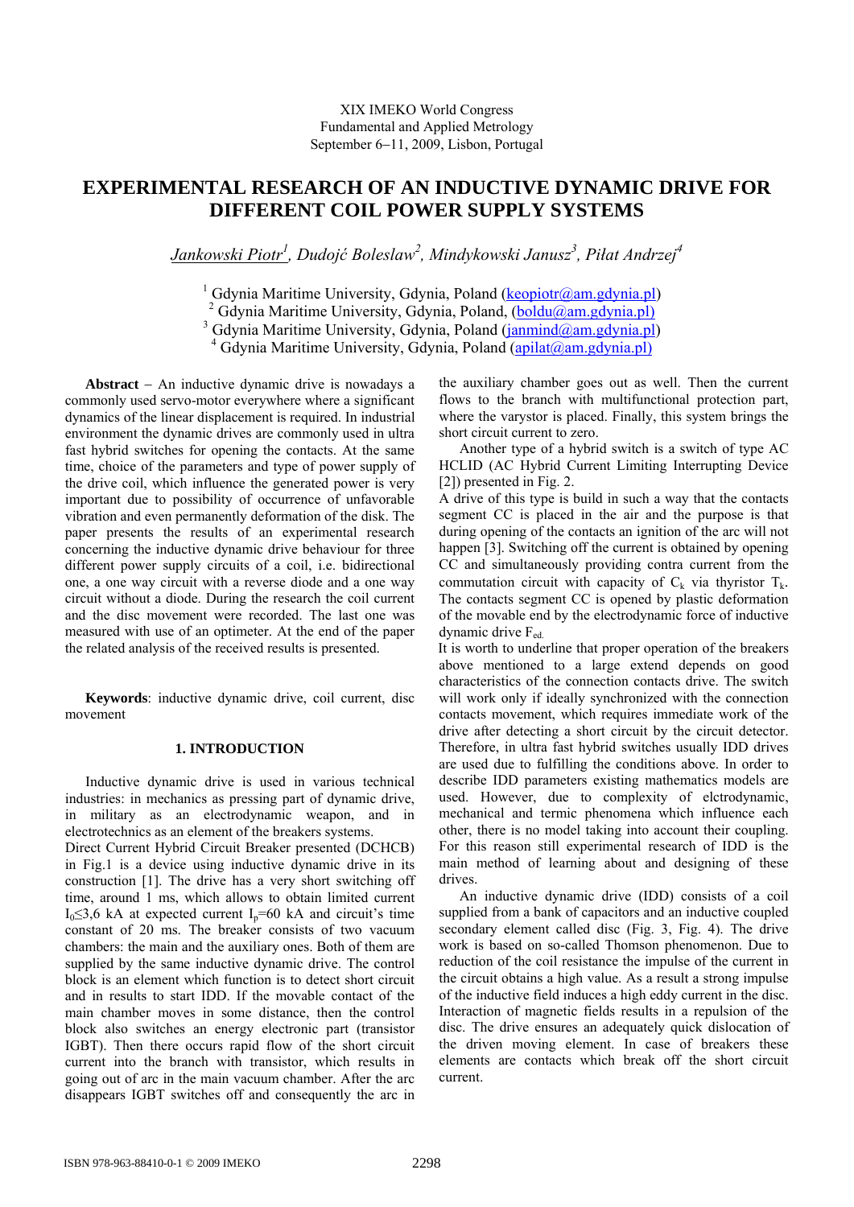XIX IMEKO World Congress
Fundamental and Applied Metrology
September 6−11, 2009, Lisbon, Portugal

# EXPERIMENTAL RESEARCH OF AN INDUCTIVE DYNAMIC DRIVE FOR DIFFERENT COIL POWER SUPPLY SYSTEMS

*Jankowski Piotr[1], Dudojć Boleslaw[2], Mindykowski Janusz[3], Piłat Andrzej[4]*

[1] Gdynia Maritime University, Gdynia, Poland (keopiotr@am.gdynia.pl)
[2] Gdynia Maritime University, Gdynia, Poland, (boldu@am.gdynia.pl)
[3] Gdynia Maritime University, Gdynia, Poland (janmind@am.gdynia.pl)
[4] Gdynia Maritime University, Gdynia, Poland (apilat@am.gdynia.pl)

**Abstract** − An inductive dynamic drive is nowadays a commonly used servo-motor everywhere where a significant dynamics of the linear displacement is required. In industrial environment the dynamic drives are commonly used in ultra fast hybrid switches for opening the contacts. At the same time, choice of the parameters and type of power supply of the drive coil, which influence the generated power is very important due to possibility of occurrence of unfavorable vibration and even permanently deformation of the disk. The paper presents the results of an experimental research concerning the inductive dynamic drive behaviour for three different power supply circuits of a coil, i.e. bidirectional one, a one way circuit with a reverse diode and a one way circuit without a diode. During the research the coil current and the disc movement were recorded. The last one was measured with use of an optimeter. At the end of the paper the related analysis of the received results is presented.

**Keywords**: inductive dynamic drive, coil current, disc movement

## 1. INTRODUCTION

Inductive dynamic drive is used in various technical industries: in mechanics as pressing part of dynamic drive, in military as an electrodynamic weapon, and in electrotechnics as an element of the breakers systems.

Direct Current Hybrid Circuit Breaker presented (DCHCB) in Fig.1 is a device using inductive dynamic drive in its construction [1]. The drive has a very short switching off time, around 1 ms, which allows to obtain limited current $I_0 \leq 3{,}6$ kA at expected current $I_p$=60 kA and circuit's time constant of 20 ms. The breaker consists of two vacuum chambers: the main and the auxiliary ones. Both of them are supplied by the same inductive dynamic drive. The control block is an element which function is to detect short circuit and in results to start IDD. If the movable contact of the main chamber moves in some distance, then the control block also switches an energy electronic part (transistor IGBT). Then there occurs rapid flow of the short circuit current into the branch with transistor, which results in going out of arc in the main vacuum chamber. After the arc disappears IGBT switches off and consequently the arc in the auxiliary chamber goes out as well. Then the current flows to the branch with multifunctional protection part, where the varystor is placed. Finally, this system brings the short circuit current to zero.

Another type of a hybrid switch is a switch of type AC HCLID (AC Hybrid Current Limiting Interrupting Device [2]) presented in Fig. 2.

A drive of this type is build in such a way that the contacts segment CC is placed in the air and the purpose is that during opening of the contacts an ignition of the arc will not happen [3]. Switching off the current is obtained by opening CC and simultaneously providing contra current from the commutation circuit with capacity of $C_k$ via thyristor $T_k$. The contacts segment CC is opened by plastic deformation of the movable end by the electrodynamic force of inductive dynamic drive $F_{ed}$.

It is worth to underline that proper operation of the breakers above mentioned to a large extend depends on good characteristics of the connection contacts drive. The switch will work only if ideally synchronized with the connection contacts movement, which requires immediate work of the drive after detecting a short circuit by the circuit detector. Therefore, in ultra fast hybrid switches usually IDD drives are used due to fulfilling the conditions above. In order to describe IDD parameters existing mathematics models are used. However, due to complexity of elctrodynamic, mechanical and termic phenomena which influence each other, there is no model taking into account their coupling. For this reason still experimental research of IDD is the main method of learning about and designing of these drives.

An inductive dynamic drive (IDD) consists of a coil supplied from a bank of capacitors and an inductive coupled secondary element called disc (Fig. 3, Fig. 4). The drive work is based on so-called Thomson phenomenon. Due to reduction of the coil resistance the impulse of the current in the circuit obtains a high value. As a result a strong impulse of the inductive field induces a high eddy current in the disc. Interaction of magnetic fields results in a repulsion of the disc. The drive ensures an adequately quick dislocation of the driven moving element. In case of breakers these elements are contacts which break off the short circuit current.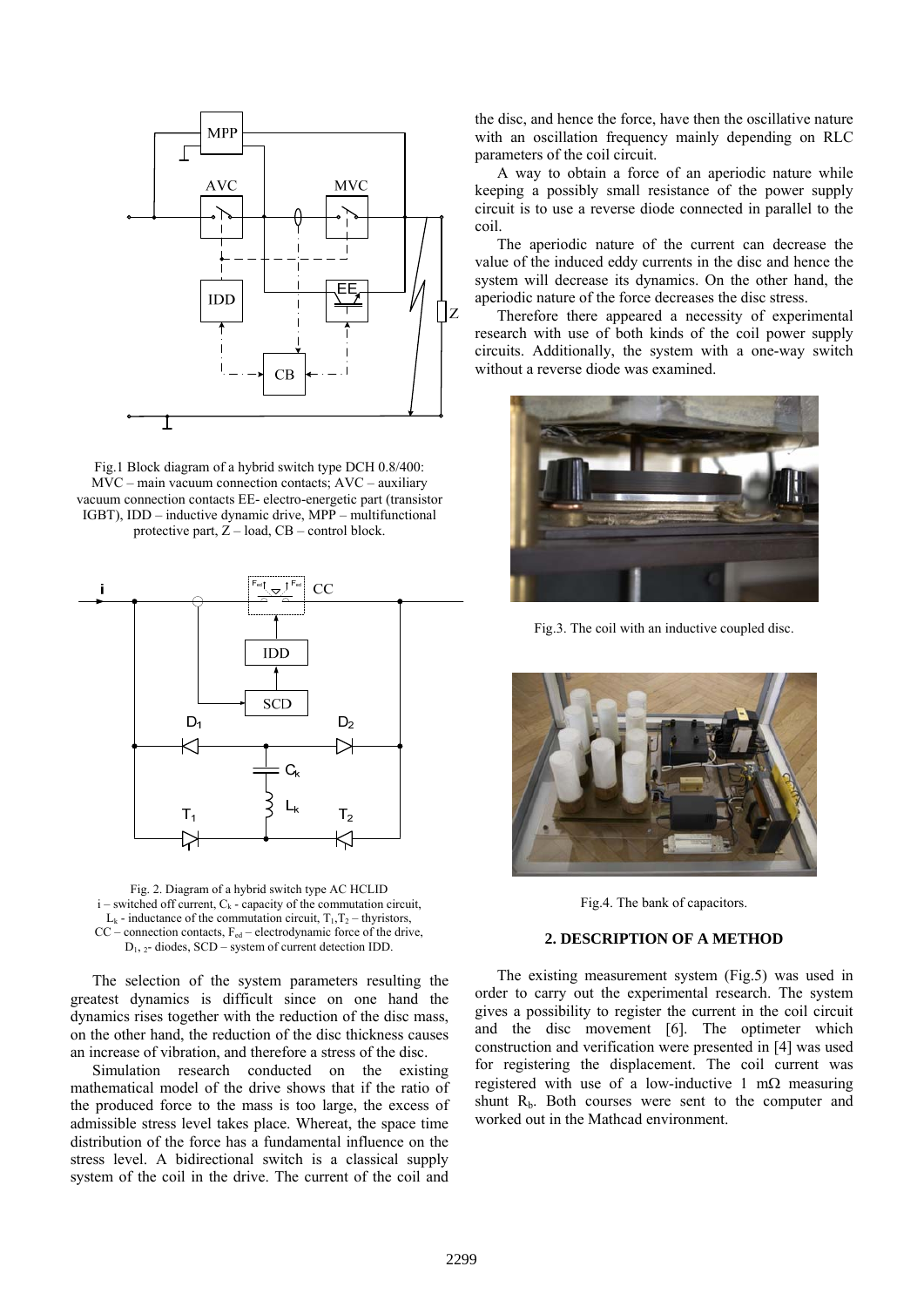Fig.1 Block diagram of a hybrid switch type DCH 0.8/400: MVC – main vacuum connection contacts; AVC – auxiliary vacuum connection contacts EE- electro-energetic part (transistor IGBT), IDD – inductive dynamic drive, MPP – multifunctional protective part, Z – load, CB – control block.

Fig. 2. Diagram of a hybrid switch type AC HCLID
i – switched off current, $C_k$ - capacity of the commutation circuit, $L_k$ - inductance of the commutation circuit, $T_1$,$T_2$ – thyristors, CC – connection contacts, $F_{ed}$ – electrodynamic force of the drive, $D_{1, 2}$- diodes, SCD – system of current detection IDD.

The selection of the system parameters resulting the greatest dynamics is difficult since on one hand the dynamics rises together with the reduction of the disc mass, on the other hand, the reduction of the disc thickness causes an increase of vibration, and therefore a stress of the disc.

Simulation research conducted on the existing mathematical model of the drive shows that if the ratio of the produced force to the mass is too large, the excess of admissible stress level takes place. Whereat, the space time distribution of the force has a fundamental influence on the stress level. A bidirectional switch is a classical supply system of the coil in the drive. The current of the coil and the disc, and hence the force, have then the oscillative nature with an oscillation frequency mainly depending on RLC parameters of the coil circuit.

A way to obtain a force of an aperiodic nature while keeping a possibly small resistance of the power supply circuit is to use a reverse diode connected in parallel to the coil.

The aperiodic nature of the current can decrease the value of the induced eddy currents in the disc and hence the system will decrease its dynamics. On the other hand, the aperiodic nature of the force decreases the disc stress.

Therefore there appeared a necessity of experimental research with use of both kinds of the coil power supply circuits. Additionally, the system with a one-way switch without a reverse diode was examined.

Fig.3. The coil with an inductive coupled disc.

Fig.4. The bank of capacitors.

## 2. DESCRIPTION OF A METHOD

The existing measurement system (Fig.5) was used in order to carry out the experimental research. The system gives a possibility to register the current in the coil circuit and the disc movement [6]. The optimeter which construction and verification were presented in [4] was used for registering the displacement. The coil current was registered with use of a low-inductive 1 mΩ measuring shunt $R_b$. Both courses were sent to the computer and worked out in the Mathcad environment.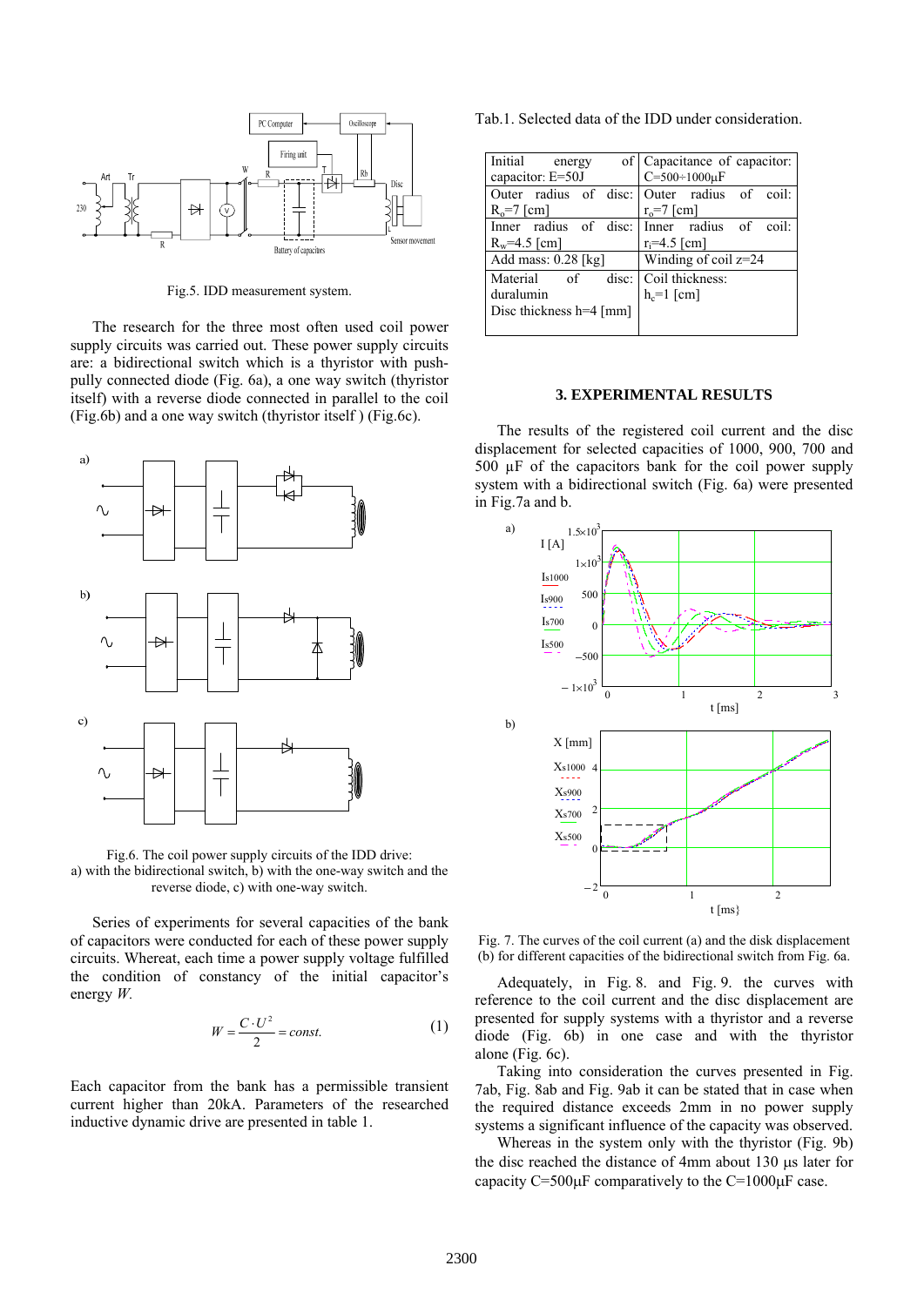Fig.5. IDD measurement system.

The research for the three most often used coil power supply circuits was carried out. These power supply circuits are: a bidirectional switch which is a thyristor with push-pully connected diode (Fig. 6a), a one way switch (thyristor itself) with a reverse diode connected in parallel to the coil (Fig.6b) and a one way switch (thyristor itself ) (Fig.6c).

Fig.6. The coil power supply circuits of the IDD drive: a) with the bidirectional switch, b) with the one-way switch and the reverse diode, c) with one-way switch.

Series of experiments for several capacities of the bank of capacitors were conducted for each of these power supply circuits. Whereat, each time a power supply voltage fulfilled the condition of constancy of the initial capacitor's energy *W*.

$$W = \frac{C \cdot U^2}{2} = const. \tag{1}$$

Each capacitor from the bank has a permissible transient current higher than 20kA. Parameters of the researched inductive dynamic drive are presented in table 1.

Tab.1. Selected data of the IDD under consideration.

| | |
|---|---|
| Initial energy of capacitor: E=50J | Capacitance of capacitor: C=500÷1000μF |
| Outer radius of disc: $R_o$=7 [cm] | Outer radius of coil: $r_o$=7 [cm] |
| Inner radius of disc: $R_w$=4.5 [cm] | Inner radius of coil: $r_i$=4.5 [cm] |
| Add mass: 0.28 [kg] | Winding of coil z=24 |
| Material of disc: duralumin<br>Disc thickness h=4 [mm] | Coil thickness: $h_c$=1 [cm] |

## 3. EXPERIMENTAL RESULTS

The results of the registered coil current and the disc displacement for selected capacities of 1000, 900, 700 and 500 μF of the capacitors bank for the coil power supply system with a bidirectional switch (Fig. 6a) were presented in Fig.7a and b.

Fig. 7. The curves of the coil current (a) and the disk displacement (b) for different capacities of the bidirectional switch from Fig. 6a.

Adequately, in Fig. 8. and Fig. 9. the curves with reference to the coil current and the disc displacement are presented for supply systems with a thyristor and a reverse diode (Fig. 6b) in one case and with the thyristor alone (Fig. 6c).

Taking into consideration the curves presented in Fig. 7ab, Fig. 8ab and Fig. 9ab it can be stated that in case when the required distance exceeds 2mm in no power supply systems a significant influence of the capacity was observed.

Whereas in the system only with the thyristor (Fig. 9b) the disc reached the distance of 4mm about 130 μs later for capacity C=500μF comparatively to the C=1000μF case.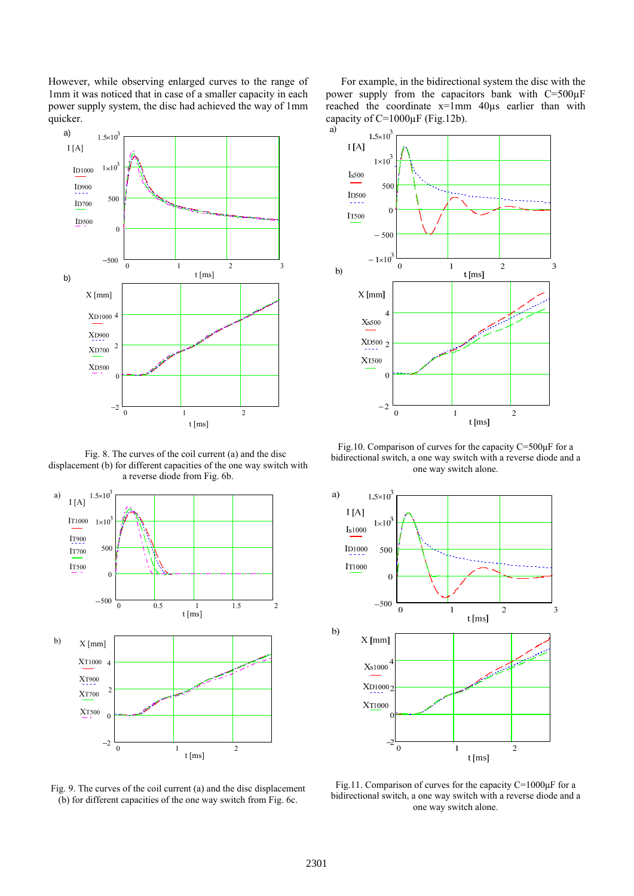However, while observing enlarged curves to the range of 1mm it was noticed that in case of a smaller capacity in each power supply system, the disc had achieved the way of 1mm quicker.

Fig. 8. The curves of the coil current (a) and the disc displacement (b) for different capacities of the one way switch with a reverse diode from Fig. 6b.

Fig. 9. The curves of the coil current (a) and the disc displacement (b) for different capacities of the one way switch from Fig. 6c.

For example, in the bidirectional system the disc with the power supply from the capacitors bank with C=500μF reached the coordinate x=1mm 40μs earlier than with capacity of C=1000μF (Fig.12b).

Fig.10. Comparison of curves for the capacity C=500μF for a bidirectional switch, a one way switch with a reverse diode and a one way switch alone.

Fig.11. Comparison of curves for the capacity C=1000μF for a bidirectional switch, a one way switch with a reverse diode and a one way switch alone.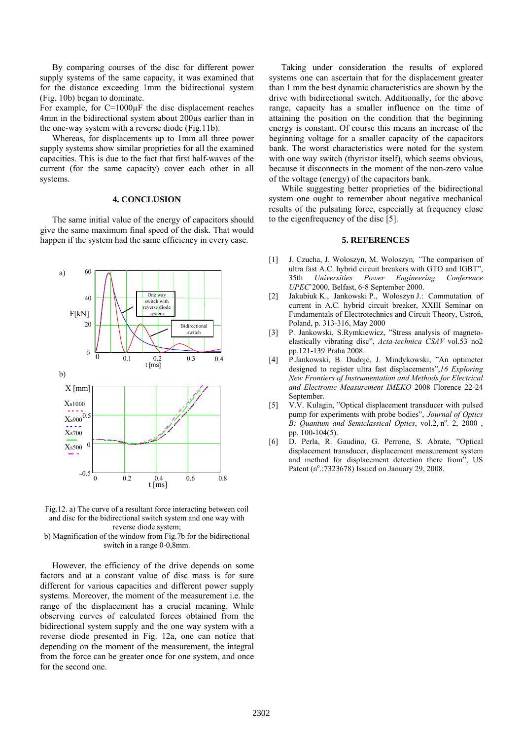By comparing courses of the disc for different power supply systems of the same capacity, it was examined that for the distance exceeding 1mm the bidirectional system (Fig. 10b) began to dominate.
For example, for C=1000μF the disc displacement reaches 4mm in the bidirectional system about 200μs earlier than in the one-way system with a reverse diode (Fig.11b).

Whereas, for displacements up to 1mm all three power supply systems show similar proprieties for all the examined capacities. This is due to the fact that first half-waves of the current (for the same capacity) cover each other in all systems.

## 4. CONCLUSION

The same initial value of the energy of capacitors should give the same maximum final speed of the disk. That would happen if the system had the same efficiency in every case.

a)
60
40
F[kN]
20
0
0 0.1 0.2 0.3 0.4
t [ms]
One way switch with reverse diode system
Bidirectional switch

b)
X [mm]
$X_{s1000}$
$X_{s900}$
$X_{s700}$
$X_{s500}$
0.5
0
–0.5
0 0.2 0.4 0.6 0.8
t [ms]

Fig.12. a) The curve of a resultant force interacting between coil and disc for the bidirectional switch system and one way with reverse diode system;
b) Magnification of the window from Fig.7b for the bidirectional switch in a range 0-0,8mm.

However, the efficiency of the drive depends on some factors and at a constant value of disc mass is for sure different for various capacities and different power supply systems. Moreover, the moment of the measurement i.e. the range of the displacement has a crucial meaning. While observing curves of calculated forces obtained from the bidirectional system supply and the one way system with a reverse diode presented in Fig. 12a, one can notice that depending on the moment of the measurement, the integral from the force can be greater once for one system, and once for the second one.

Taking under consideration the results of explored systems one can ascertain that for the displacement greater than 1 mm the best dynamic characteristics are shown by the drive with bidirectional switch. Additionally, for the above range, capacity has a smaller influence on the time of attaining the position on the condition that the beginning energy is constant. Of course this means an increase of the beginning voltage for a smaller capacity of the capacitors bank. The worst characteristics were noted for the system with one way switch (thyristor itself), which seems obvious, because it disconnects in the moment of the non-zero value of the voltage (energy) of the capacitors bank.

While suggesting better proprieties of the bidirectional system one ought to remember about negative mechanical results of the pulsating force, especially at frequency close to the eigenfrequency of the disc [5].

## 5. REFERENCES

[1] J. Czucha, J. Woloszyn, M. Woloszyn*, "*The comparison of ultra fast A.C. hybrid circuit breakers with GTO and IGBT", 35th *Universities Power Engineering Conference UPEC*'2000, Belfast, 6-8 September 2000.

[2] Jakubiuk K., Jankowski P., Wołoszyn J.: Commutation of current in A.C. hybrid circuit breaker, XXIII Seminar on Fundamentals of Electrotechnics and Circuit Theory, Ustroń, Poland, p. 313-316, May 2000

[3] P. Jankowski, S.Rymkiewicz, "Stress analysis of magneto-elastically vibrating disc", *Acta-technica CSAV* vol.53 no2 pp.121-139 Praha 2008.

[4] P.Jankowski, B. Dudojć, J. Mindykowski, "An optimeter designed to register ultra fast displacements",*16 Exploring New Frontiers of Instrumentation and Methods for Electrical and Electronic Measurement IMEKO* 2008 Florence 22-24 September.

[5] V.V. Kulagin, "Optical displacement transducer with pulsed pump for experiments with probe bodies", *Journal of Optics B: Quantum and Semiclassical Optics*, vol.2, n$^{o}$. 2, 2000 , pp. 100-104(5).

[6] D. Perla, R. Gaudino, G. Perrone, S. Abrate, "Optical displacement transducer, displacement measurement system and method for displacement detection there from", US Patent (n$^{o}$.:7323678) Issued on January 29, 2008.